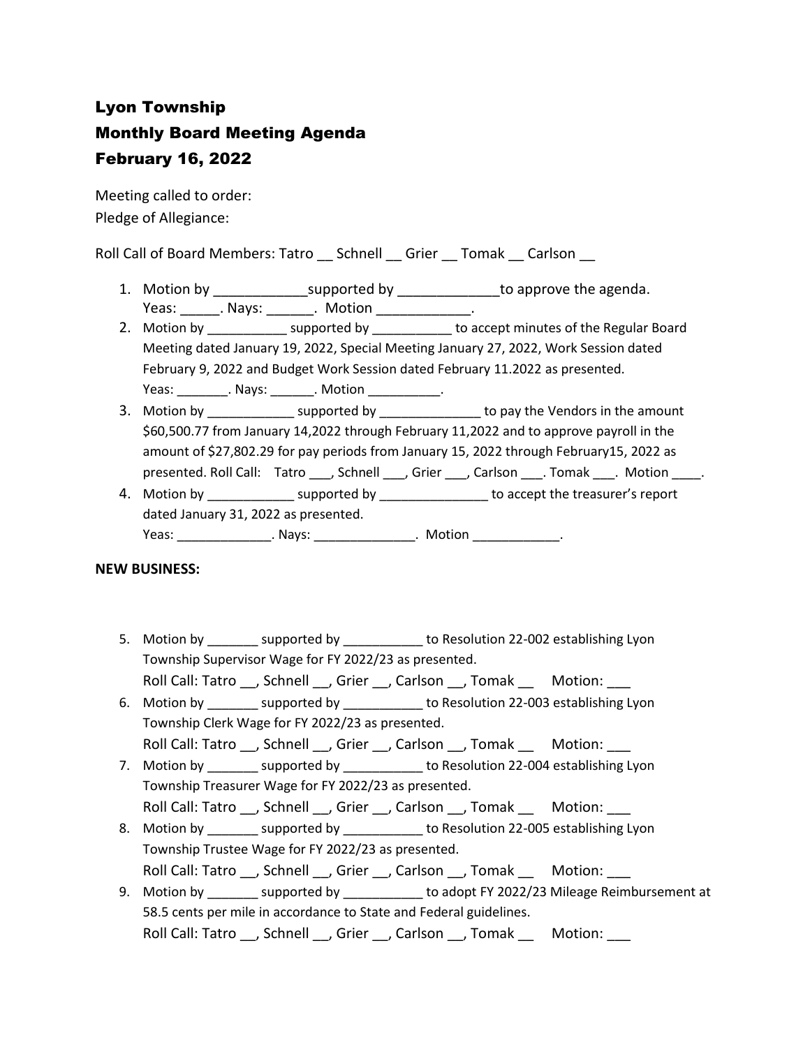# Lyon Township
# Monthly Board Meeting Agenda
# February 16, 2022

Meeting called to order:
Pledge of Allegiance:

Roll Call of Board Members: Tatro __ Schnell __ Grier __ Tomak __ Carlson __

1. Motion by ____________supported by _____________to approve the agenda.
   Yeas: _____. Nays: ______. Motion ____________.
2. Motion by ___________ supported by ___________ to accept minutes of the Regular Board Meeting dated January 19, 2022, Special Meeting January 27, 2022, Work Session dated February 9, 2022 and Budget Work Session dated February 11.2022 as presented.
   Yeas: _______. Nays: ______. Motion __________.
3. Motion by ____________ supported by ______________ to pay the Vendors in the amount $60,500.77 from January 14,2022 through February 11,2022 and to approve payroll in the amount of $27,802.29 for pay periods from January 15, 2022 through February15, 2022 as presented. Roll Call: Tatro ___, Schnell ___, Grier ___, Carlson ___. Tomak ___. Motion ____.
4. Motion by ____________ supported by _______________ to accept the treasurer's report dated January 31, 2022 as presented.
   Yeas: _____________. Nays: ______________. Motion ____________.

**NEW BUSINESS:**

5. Motion by _______ supported by ___________ to Resolution 22-002 establishing Lyon Township Supervisor Wage for FY 2022/23 as presented.
   Roll Call: Tatro __, Schnell __, Grier __, Carlson __, Tomak __ Motion: ___
6. Motion by _______ supported by ___________ to Resolution 22-003 establishing Lyon Township Clerk Wage for FY 2022/23 as presented.
   Roll Call: Tatro __, Schnell __, Grier __, Carlson __, Tomak __ Motion: ___
7. Motion by _______ supported by ___________ to Resolution 22-004 establishing Lyon Township Treasurer Wage for FY 2022/23 as presented.
   Roll Call: Tatro __, Schnell __, Grier __, Carlson __, Tomak __ Motion: ___
8. Motion by _______ supported by ___________ to Resolution 22-005 establishing Lyon Township Trustee Wage for FY 2022/23 as presented.
   Roll Call: Tatro __, Schnell __, Grier __, Carlson __, Tomak __ Motion: ___
9. Motion by _______ supported by ___________ to adopt FY 2022/23 Mileage Reimbursement at 58.5 cents per mile in accordance to State and Federal guidelines.
   Roll Call: Tatro __, Schnell __, Grier __, Carlson __, Tomak __ Motion: ___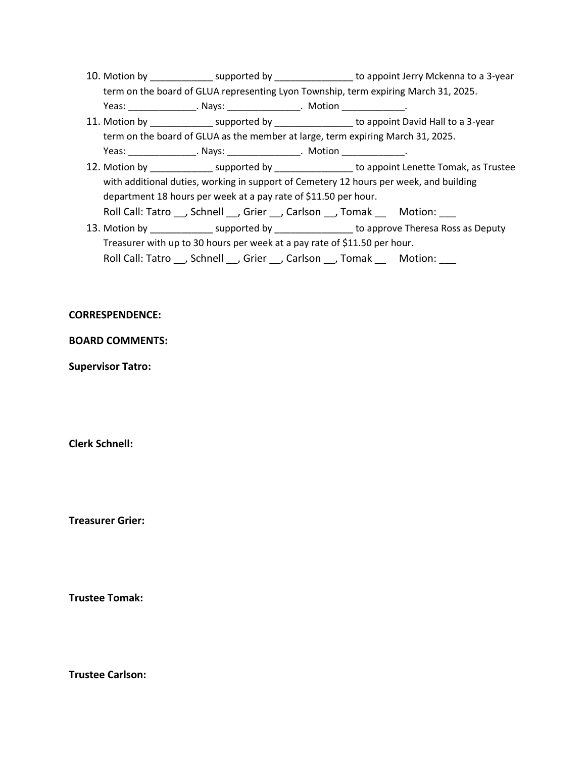10. Motion by ____________ supported by _______________ to appoint Jerry Mckenna to a 3-year term on the board of GLUA representing Lyon Township, term expiring March 31, 2025.
    Yeas: _____________. Nays: ______________. Motion ____________.
11. Motion by ____________ supported by _______________ to appoint David Hall to a 3-year term on the board of GLUA as the member at large, term expiring March 31, 2025.
    Yeas: _____________. Nays: ______________. Motion ____________.
12. Motion by ____________ supported by _______________ to appoint Lenette Tomak, as Trustee with additional duties, working in support of Cemetery 12 hours per week, and building department 18 hours per week at a pay rate of $11.50 per hour.
    Roll Call: Tatro __, Schnell __, Grier __, Carlson __, Tomak __ Motion: ___
13. Motion by ____________ supported by _______________ to approve Theresa Ross as Deputy Treasurer with up to 30 hours per week at a pay rate of $11.50 per hour.
    Roll Call: Tatro __, Schnell __, Grier __, Carlson __, Tomak __ Motion: ___

**CORRESPENDENCE:**

**BOARD COMMENTS:**

**Supervisor Tatro:**

**Clerk Schnell:**

**Treasurer Grier:**

**Trustee Tomak:**

**Trustee Carlson:**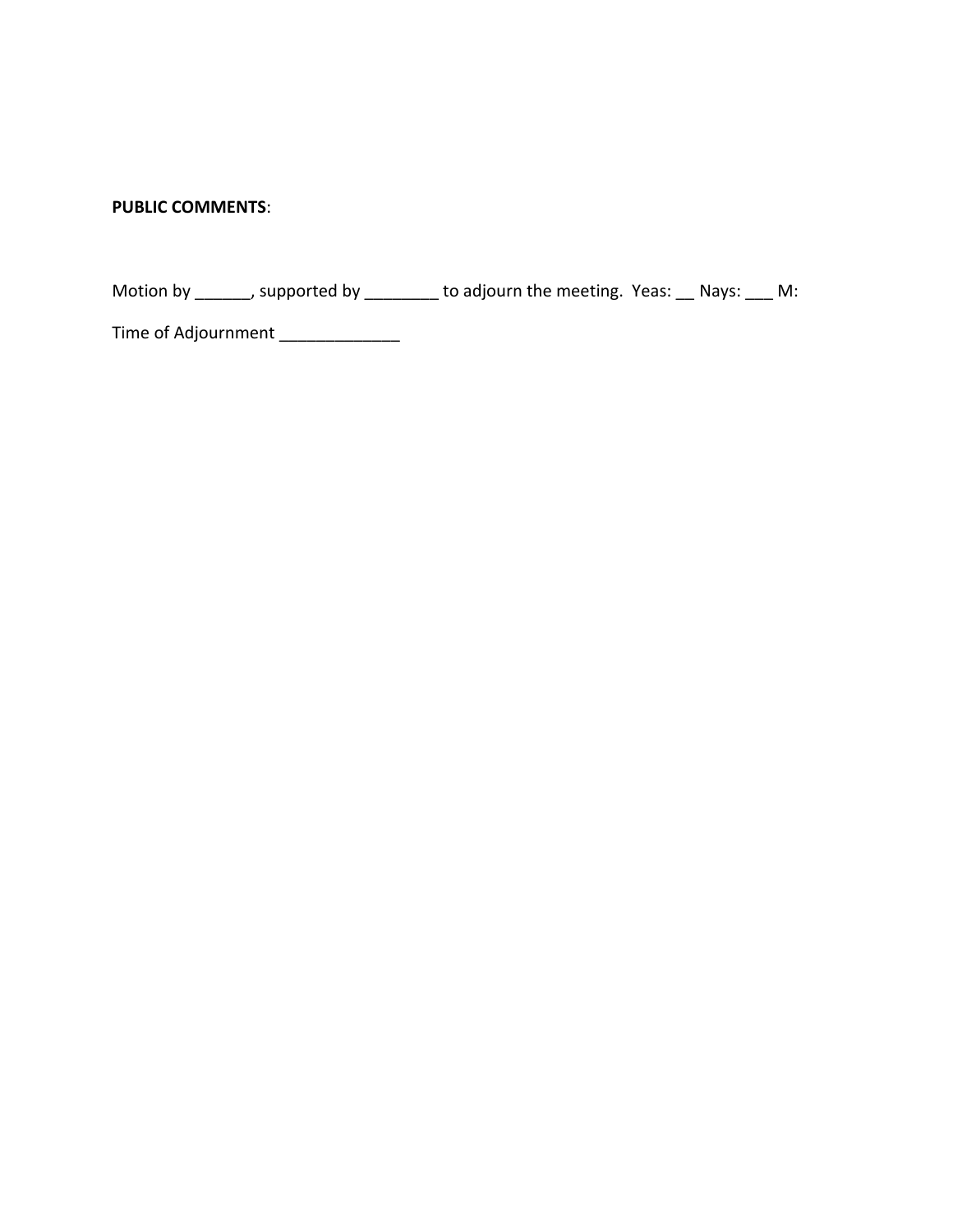**PUBLIC COMMENTS**:

Motion by ______, supported by ________ to adjourn the meeting. Yeas: __ Nays: ___ M:

Time of Adjournment _____________